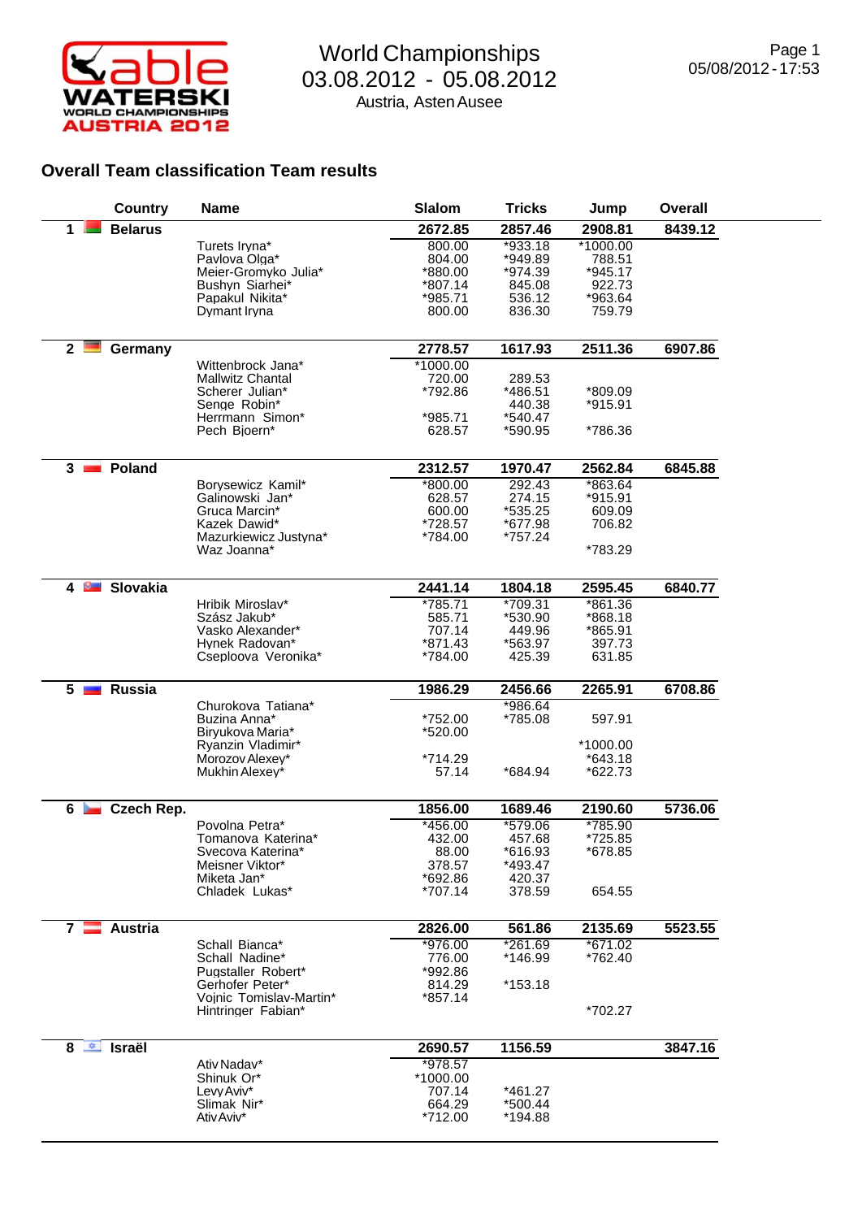# World Championships

03.08.2012 - 05.08.2012

Austria, Asten Ausee

05/08/2012 - 17:53

## Overall Team classification Team results

| | Country | Name | Slalom | Tricks | Jump | Overall |
|---|---|---|---|---|---|---|
| 1 | **Belarus** | | **2672.85** | **2857.46** | **2908.81** | **8439.12** |
| | | Turets Iryna* | 800.00 | *933.18 | *1000.00 | |
| | | Pavlova Olga* | 804.00 | *949.89 | 788.51 | |
| | | Meier-Gromyko Julia* | *880.00 | *974.39 | *945.17 | |
| | | Bushyn Siarhei* | *807.14 | 845.08 | 922.73 | |
| | | Papakul Nikita* | *985.71 | 536.12 | *963.64 | |
| | | Dymant Iryna | 800.00 | 836.30 | 759.79 | |
| 2 | **Germany** | | **2778.57** | **1617.93** | **2511.36** | **6907.86** |
| | | Wittenbrock Jana* | *1000.00 | | | |
| | | Mallwitz Chantal | 720.00 | 289.53 | | |
| | | Scherer Julian* | *792.86 | *486.51 | *809.09 | |
| | | Senge Robin* | | 440.38 | *915.91 | |
| | | Herrmann Simon* | *985.71 | *540.47 | | |
| | | Pech Bjoern* | 628.57 | *590.95 | *786.36 | |
| 3 | **Poland** | | **2312.57** | **1970.47** | **2562.84** | **6845.88** |
| | | Borysewicz Kamil* | *800.00 | 292.43 | *863.64 | |
| | | Galinowski Jan* | 628.57 | 274.15 | *915.91 | |
| | | Gruca Marcin* | 600.00 | *535.25 | 609.09 | |
| | | Kazek Dawid* | *728.57 | *677.98 | 706.82 | |
| | | Mazurkiewicz Justyna* | *784.00 | *757.24 | | |
| | | Waz Joanna* | | | *783.29 | |
| 4 | **Slovakia** | | **2441.14** | **1804.18** | **2595.45** | **6840.77** |
| | | Hribik Miroslav* | *785.71 | *709.31 | *861.36 | |
| | | Szász Jakub* | 585.71 | *530.90 | *868.18 | |
| | | Vasko Alexander* | 707.14 | 449.96 | *865.91 | |
| | | Hynek Radovan* | *871.43 | *563.97 | 397.73 | |
| | | Csepłoova Veronika* | *784.00 | 425.39 | 631.85 | |
| 5 | **Russia** | | **1986.29** | **2456.66** | **2265.91** | **6708.86** |
| | | Churokova Tatiana* | | *986.64 | | |
| | | Buzina Anna* | *752.00 | *785.08 | 597.91 | |
| | | Biryukova Maria* | *520.00 | | | |
| | | Ryanzin Vladimir* | | | *1000.00 | |
| | | Morozov Alexey* | *714.29 | | *643.18 | |
| | | Mukhin Alexey* | 57.14 | *684.94 | *622.73 | |
| 6 | **Czech Rep.** | | **1856.00** | **1689.46** | **2190.60** | **5736.06** |
| | | Povolna Petra* | *456.00 | *579.06 | *785.90 | |
| | | Tomanova Katerina* | 432.00 | 457.68 | *725.85 | |
| | | Svecova Katerina* | 88.00 | *616.93 | *678.85 | |
| | | Meisner Viktor* | 378.57 | *493.47 | | |
| | | Miketa Jan* | *692.86 | 420.37 | | |
| | | Chladek Lukas* | *707.14 | 378.59 | 654.55 | |
| 7 | **Austria** | | **2826.00** | **561.86** | **2135.69** | **5523.55** |
| | | Schall Bianca* | *976.00 | *261.69 | *671.02 | |
| | | Schall Nadine* | 776.00 | *146.99 | *762.40 | |
| | | Pugstaller Robert* | *992.86 | | | |
| | | Gerhofer Peter* | 814.29 | *153.18 | | |
| | | Vojnic Tomislav-Martin* | *857.14 | | | |
| | | Hintringer Fabian* | | | *702.27 | |
| 8 | **Israël** | | **2690.57** | **1156.59** | | **3847.16** |
| | | Ativ Nadav* | *978.57 | | | |
| | | Shinuk Or* | *1000.00 | | | |
| | | Levy Aviv* | 707.14 | *461.27 | | |
| | | Slimak Nir* | 664.29 | *500.44 | | |
| | | Ativ Aviv* | *712.00 | *194.88 | | |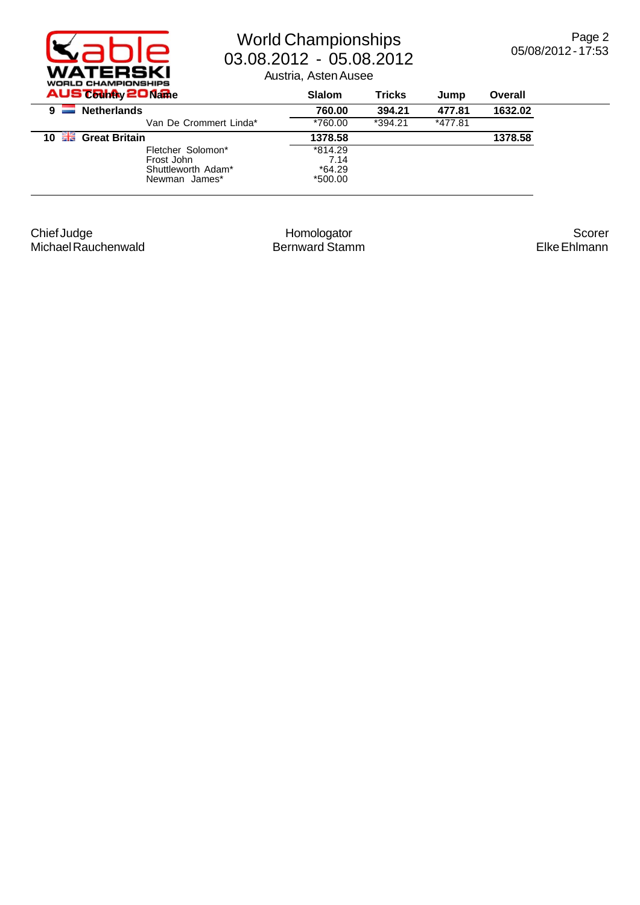# World Championships
03.08.2012 - 05.08.2012

Austria, Asten Ausee

| | Country | Name | Slalom | Tricks | Jump | Overall |
|---|---|---|---|---|---|---|
| 9 | **Netherlands** | | **760.00** | **394.21** | **477.81** | **1632.02** |
| | | Van De Crommert Linda* | *760.00 | *394.21 | *477.81 | |
| 10 | **Great Britain** | | **1378.58** | | | **1378.58** |
| | | Fletcher Solomon* | *814.29 | | | |
| | | Frost John | 7.14 | | | |
| | | Shuttleworth Adam* | *64.29 | | | |
| | | Newman James* | *500.00 | | | |

Chief Judge
Michael Rauchenwald

Homologator
Bernward Stamm

Scorer
Elke Ehlmann